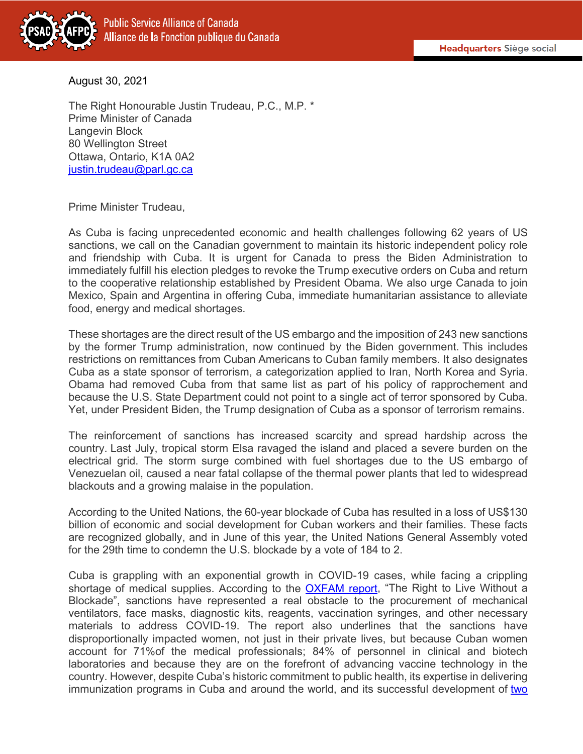Public Service Alliance of Canada
Alliance de la Fonction publique du Canada

**Headquarters** Siège social

August 30, 2021

The Right Honourable Justin Trudeau, P.C., M.P. *
Prime Minister of Canada
Langevin Block
80 Wellington Street
Ottawa, Ontario, K1A 0A2
[justin.trudeau@parl.gc.ca](mailto:justin.trudeau@parl.gc.ca)

Prime Minister Trudeau,

As Cuba is facing unprecedented economic and health challenges following 62 years of US sanctions, we call on the Canadian government to maintain its historic independent policy role and friendship with Cuba. It is urgent for Canada to press the Biden Administration to immediately fulfill his election pledges to revoke the Trump executive orders on Cuba and return to the cooperative relationship established by President Obama. We also urge Canada to join Mexico, Spain and Argentina in offering Cuba, immediate humanitarian assistance to alleviate food, energy and medical shortages.

These shortages are the direct result of the US embargo and the imposition of 243 new sanctions by the former Trump administration, now continued by the Biden government. This includes restrictions on remittances from Cuban Americans to Cuban family members. It also designates Cuba as a state sponsor of terrorism, a categorization applied to Iran, North Korea and Syria. Obama had removed Cuba from that same list as part of his policy of rapprochement and because the U.S. State Department could not point to a single act of terror sponsored by Cuba. Yet, under President Biden, the Trump designation of Cuba as a sponsor of terrorism remains.

The reinforcement of sanctions has increased scarcity and spread hardship across the country. Last July, tropical storm Elsa ravaged the island and placed a severe burden on the electrical grid. The storm surge combined with fuel shortages due to the US embargo of Venezuelan oil, caused a near fatal collapse of the thermal power plants that led to widespread blackouts and a growing malaise in the population.

According to the United Nations, the 60-year blockade of Cuba has resulted in a loss of US$130 billion of economic and social development for Cuban workers and their families. These facts are recognized globally, and in June of this year, the United Nations General Assembly voted for the 29th time to condemn the U.S. blockade by a vote of 184 to 2.

Cuba is grappling with an exponential growth in COVID-19 cases, while facing a crippling shortage of medical supplies. According to the OXFAM report, "The Right to Live Without a Blockade", sanctions have represented a real obstacle to the procurement of mechanical ventilators, face masks, diagnostic kits, reagents, vaccination syringes, and other necessary materials to address COVID-19. The report also underlines that the sanctions have disproportionally impacted women, not just in their private lives, but because Cuban women account for 71%of the medical professionals; 84% of personnel in clinical and biotech laboratories and because they are on the forefront of advancing vaccine technology in the country. However, despite Cuba's historic commitment to public health, its expertise in delivering immunization programs in Cuba and around the world, and its successful development of two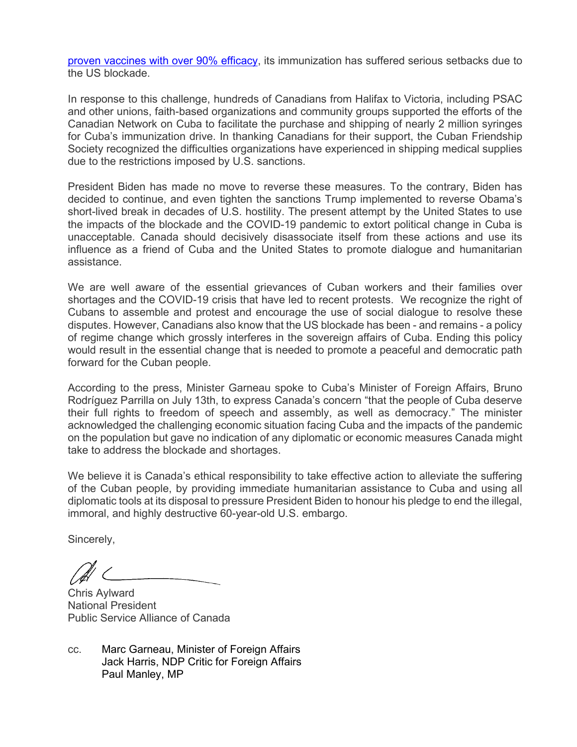proven vaccines with over 90% efficacy, its immunization has suffered serious setbacks due to the US blockade.

In response to this challenge, hundreds of Canadians from Halifax to Victoria, including PSAC and other unions, faith-based organizations and community groups supported the efforts of the Canadian Network on Cuba to facilitate the purchase and shipping of nearly 2 million syringes for Cuba's immunization drive. In thanking Canadians for their support, the Cuban Friendship Society recognized the difficulties organizations have experienced in shipping medical supplies due to the restrictions imposed by U.S. sanctions.

President Biden has made no move to reverse these measures. To the contrary, Biden has decided to continue, and even tighten the sanctions Trump implemented to reverse Obama's short-lived break in decades of U.S. hostility. The present attempt by the United States to use the impacts of the blockade and the COVID-19 pandemic to extort political change in Cuba is unacceptable. Canada should decisively disassociate itself from these actions and use its influence as a friend of Cuba and the United States to promote dialogue and humanitarian assistance.

We are well aware of the essential grievances of Cuban workers and their families over shortages and the COVID-19 crisis that have led to recent protests. We recognize the right of Cubans to assemble and protest and encourage the use of social dialogue to resolve these disputes. However, Canadians also know that the US blockade has been - and remains - a policy of regime change which grossly interferes in the sovereign affairs of Cuba. Ending this policy would result in the essential change that is needed to promote a peaceful and democratic path forward for the Cuban people.

According to the press, Minister Garneau spoke to Cuba's Minister of Foreign Affairs, Bruno Rodríguez Parrilla on July 13th, to express Canada's concern "that the people of Cuba deserve their full rights to freedom of speech and assembly, as well as democracy." The minister acknowledged the challenging economic situation facing Cuba and the impacts of the pandemic on the population but gave no indication of any diplomatic or economic measures Canada might take to address the blockade and shortages.

We believe it is Canada's ethical responsibility to take effective action to alleviate the suffering of the Cuban people, by providing immediate humanitarian assistance to Cuba and using all diplomatic tools at its disposal to pressure President Biden to honour his pledge to end the illegal, immoral, and highly destructive 60-year-old U.S. embargo.

Sincerely,

Chris Aylward
National President
Public Service Alliance of Canada

cc. Marc Garneau, Minister of Foreign Affairs
Jack Harris, NDP Critic for Foreign Affairs
Paul Manley, MP